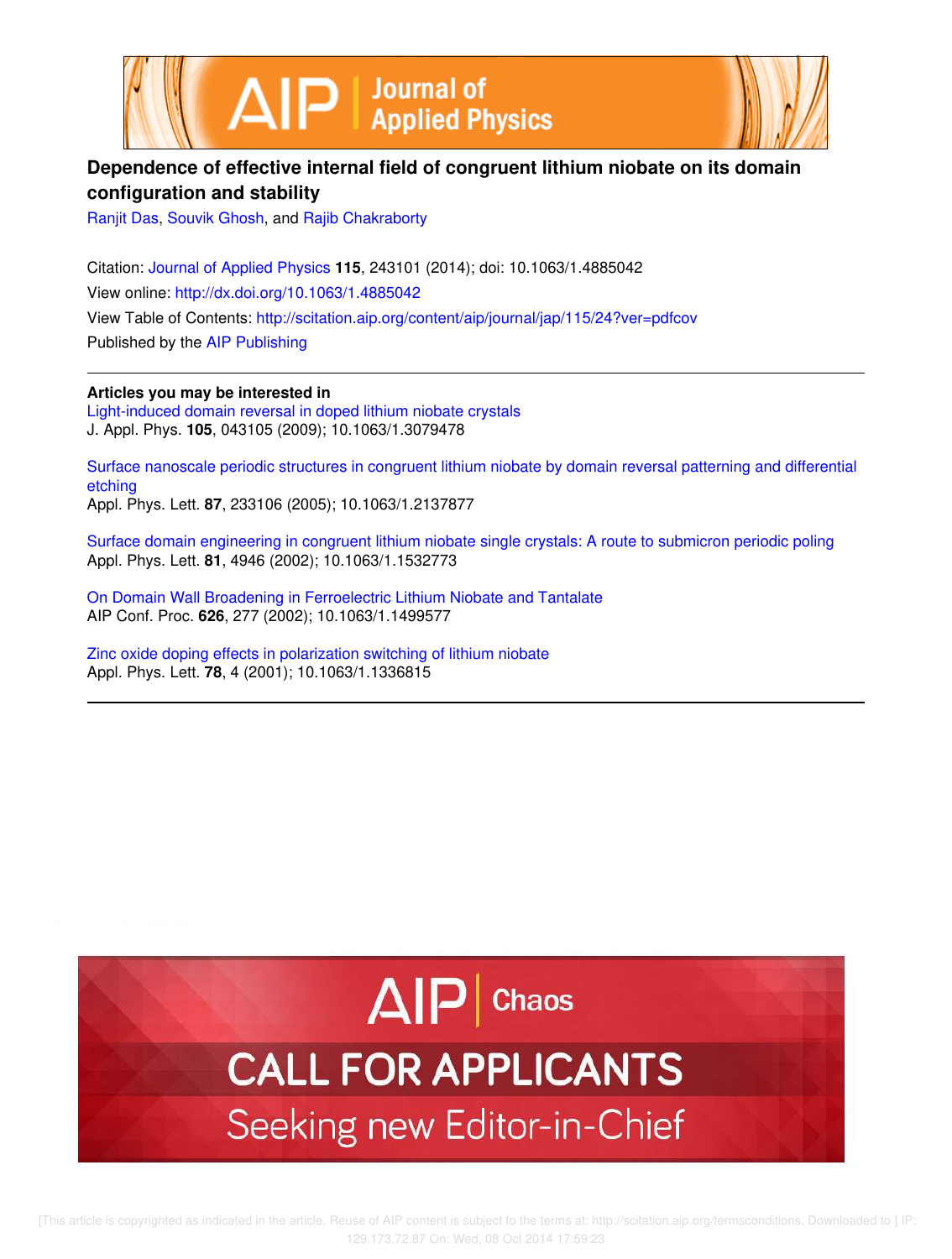# Dependence of effective internal field of congruent lithium niobate on its domain configuration and stability

Ranjit Das, Souvik Ghosh, and Rajib Chakraborty

Citation: Journal of Applied Physics **115**, 243101 (2014); doi: 10.1063/1.4885042

View online: http://dx.doi.org/10.1063/1.4885042

View Table of Contents: http://scitation.aip.org/content/aip/journal/jap/115/24?ver=pdfcov

Published by the AIP Publishing

---

**Articles you may be interested in**

Light-induced domain reversal in doped lithium niobate crystals
J. Appl. Phys. **105**, 043105 (2009); 10.1063/1.3079478

Surface nanoscale periodic structures in congruent lithium niobate by domain reversal patterning and differential etching
Appl. Phys. Lett. **87**, 233106 (2005); 10.1063/1.2137877

Surface domain engineering in congruent lithium niobate single crystals: A route to submicron periodic poling
Appl. Phys. Lett. **81**, 4946 (2002); 10.1063/1.1532773

On Domain Wall Broadening in Ferroelectric Lithium Niobate and Tantalate
AIP Conf. Proc. **626**, 277 (2002); 10.1063/1.1499577

Zinc oxide doping effects in polarization switching of lithium niobate
Appl. Phys. Lett. **78**, 4 (2001); 10.1063/1.1336815

---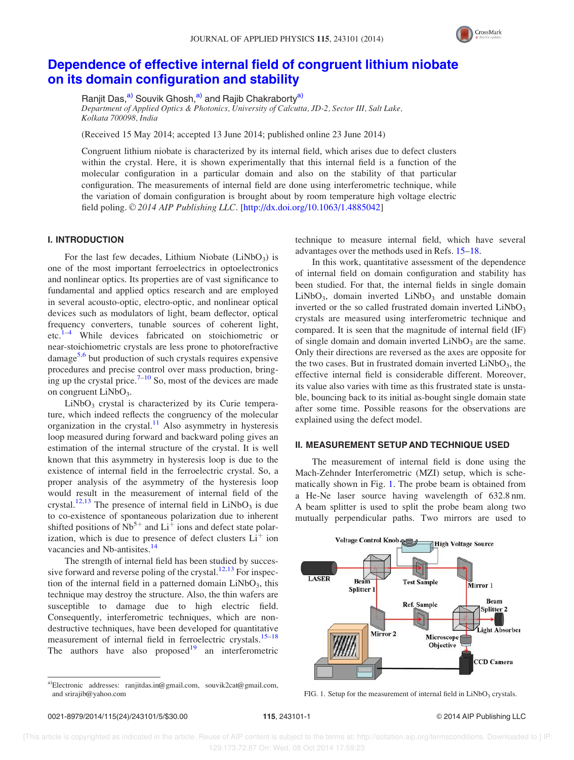# Dependence of effective internal field of congruent lithium niobate on its domain configuration and stability

Ranjit Das,[a)] Souvik Ghosh,[a)] and Rajib Chakraborty[a)]

*Department of Applied Optics & Photonics, University of Calcutta, JD-2, Sector III, Salt Lake, Kolkata 700098, India*

(Received 15 May 2014; accepted 13 June 2014; published online 23 June 2014)

Congruent lithium niobate is characterized by its internal field, which arises due to defect clusters within the crystal. Here, it is shown experimentally that this internal field is a function of the molecular configuration in a particular domain and also on the stability of that particular configuration. The measurements of internal field are done using interferometric technique, while the variation of domain configuration is brought about by room temperature high voltage electric field poling. © *2014 AIP Publishing LLC*. [http://dx.doi.org/10.1063/1.4885042]

## I. INTRODUCTION

For the last few decades, Lithium Niobate ($LiNbO_3$) is one of the most important ferroelectrics in optoelectronics and nonlinear optics. Its properties are of vast significance to fundamental and applied optics research and are employed in several acousto-optic, electro-optic, and nonlinear optical devices such as modulators of light, beam deflector, optical frequency converters, tunable sources of coherent light, etc.[1–4] While devices fabricated on stoichiometric or near-stoichiometric crystals are less prone to photorefractive damage[5,6] but production of such crystals requires expensive procedures and precise control over mass production, bringing up the crystal price.[7–10] So, most of the devices are made on congruent $LiNbO_3$.

$LiNbO_3$ crystal is characterized by its Curie temperature, which indeed reflects the congruency of the molecular organization in the crystal.[11] Also asymmetry in hysteresis loop measured during forward and backward poling gives an estimation of the internal structure of the crystal. It is well known that this asymmetry in hysteresis loop is due to the existence of internal field in the ferroelectric crystal. So, a proper analysis of the asymmetry of the hysteresis loop would result in the measurement of internal field of the crystal.[12,13] The presence of internal field in $LiNbO_3$ is due to co-existence of spontaneous polarization due to inherent shifted positions of $Nb^{5+}$ and $Li^{+}$ ions and defect state polarization, which is due to presence of defect clusters $Li^{+}$ ion vacancies and Nb-antisites.[14]

The strength of internal field has been studied by successive forward and reverse poling of the crystal.[12,13] For inspection of the internal field in a patterned domain $LiNbO_3$, this technique may destroy the structure. Also, the thin wafers are susceptible to damage due to high electric field. Consequently, interferometric techniques, which are nondestructive techniques, have been developed for quantitative measurement of internal field in ferroelectric crystals.[15–18] The authors have also proposed[19] an interferometric technique to measure internal field, which have several advantages over the methods used in Refs. 15–18.

In this work, quantitative assessment of the dependence of internal field on domain configuration and stability has been studied. For that, the internal fields in single domain $LiNbO_3$, domain inverted $LiNbO_3$ and unstable domain inverted or the so called frustrated domain inverted $LiNbO_3$ crystals are measured using interferometric technique and compared. It is seen that the magnitude of internal field (IF) of single domain and domain inverted $LiNbO_3$ are the same. Only their directions are reversed as the axes are opposite for the two cases. But in frustrated domain inverted $LiNbO_3$, the effective internal field is considerable different. Moreover, its value also varies with time as this frustrated state is unstable, bouncing back to its initial as-bought single domain state after some time. Possible reasons for the observations are explained using the defect model.

## II. MEASUREMENT SETUP AND TECHNIQUE USED

The measurement of internal field is done using the Mach-Zehnder Interferometric (MZI) setup, which is schematically shown in Fig. 1. The probe beam is obtained from a He-Ne laser source having wavelength of 632.8 nm. A beam splitter is used to split the probe beam along two mutually perpendicular paths. Two mirrors are used to

FIG. 1. Setup for the measurement of internal field in $LiNbO_3$ crystals.

a)Electronic addresses: ranjitdas.in@gmail.com, souvik2cat@gmail.com, and srirajib@yahoo.com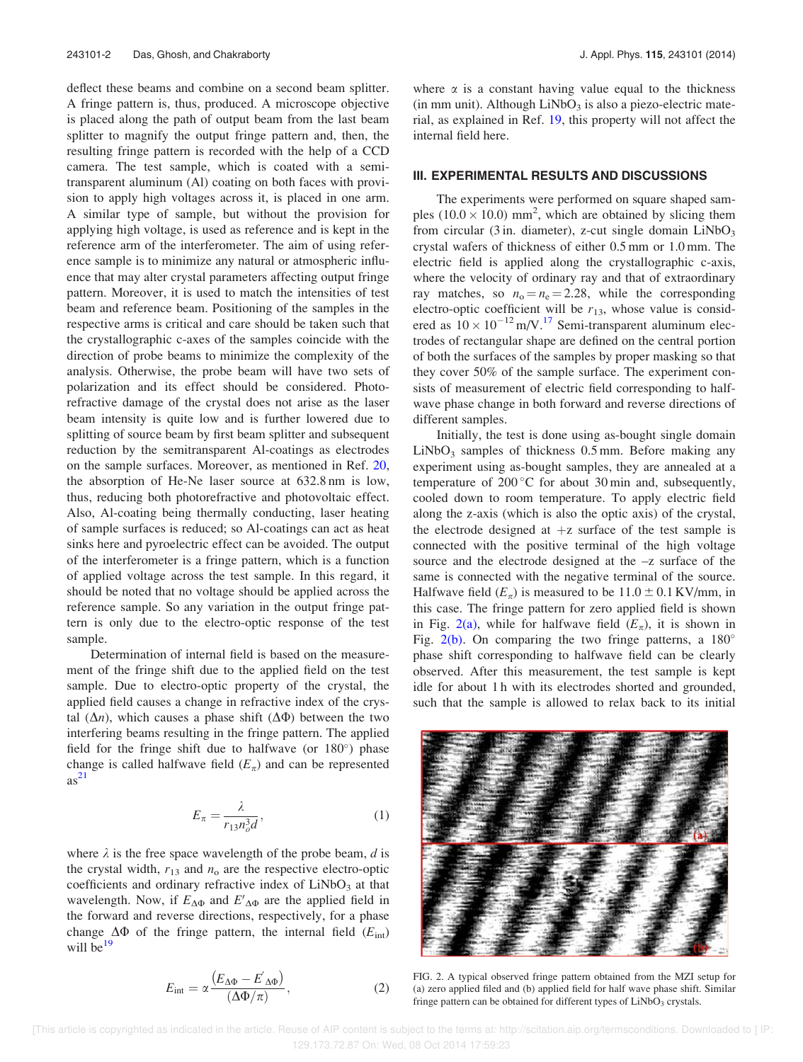deflect these beams and combine on a second beam splitter. A fringe pattern is, thus, produced. A microscope objective is placed along the path of output beam from the last beam splitter to magnify the output fringe pattern and, then, the resulting fringe pattern is recorded with the help of a CCD camera. The test sample, which is coated with a semi-transparent aluminum (Al) coating on both faces with provision to apply high voltages across it, is placed in one arm. A similar type of sample, but without the provision for applying high voltage, is used as reference and is kept in the reference arm of the interferometer. The aim of using reference sample is to minimize any natural or atmospheric influence that may alter crystal parameters affecting output fringe pattern. Moreover, it is used to match the intensities of test beam and reference beam. Positioning of the samples in the respective arms is critical and care should be taken such that the crystallographic c-axes of the samples coincide with the direction of probe beams to minimize the complexity of the analysis. Otherwise, the probe beam will have two sets of polarization and its effect should be considered. Photorefractive damage of the crystal does not arise as the laser beam intensity is quite low and is further lowered due to splitting of source beam by first beam splitter and subsequent reduction by the semitransparent Al-coatings as electrodes on the sample surfaces. Moreover, as mentioned in Ref. 20, the absorption of He-Ne laser source at 632.8 nm is low, thus, reducing both photorefractive and photovoltaic effect. Also, Al-coating being thermally conducting, laser heating of sample surfaces is reduced; so Al-coatings can act as heat sinks here and pyroelectric effect can be avoided. The output of the interferometer is a fringe pattern, which is a function of applied voltage across the test sample. In this regard, it should be noted that no voltage should be applied across the reference sample. So any variation in the output fringe pattern is only due to the electro-optic response of the test sample.

Determination of internal field is based on the measurement of the fringe shift due to the applied field on the test sample. Due to electro-optic property of the crystal, the applied field causes a change in refractive index of the crystal ($\Delta n$), which causes a phase shift ($\Delta\Phi$) between the two interfering beams resulting in the fringe pattern. The applied field for the fringe shift due to halfwave (or 180°) phase change is called halfwave field ($E_\pi$) and can be represented as[21]

$$E_\pi = \frac{\lambda}{r_{13} n_o^3 d}, \tag{1}$$

where $\lambda$ is the free space wavelength of the probe beam, $d$ is the crystal width, $r_{13}$ and $n_o$ are the respective electro-optic coefficients and ordinary refractive index of $LiNbO_3$ at that wavelength. Now, if $E_{\Delta\Phi}$ and $E'_{\Delta\Phi}$ are the applied field in the forward and reverse directions, respectively, for a phase change $\Delta\Phi$ of the fringe pattern, the internal field ($E_{int}$) will be[19]

$$E_{int} = \alpha \frac{\left(E_{\Delta\Phi} - E'_{\Delta\Phi}\right)}{(\Delta\Phi/\pi)}, \tag{2}$$

where $\alpha$ is a constant having value equal to the thickness (in mm unit). Although $LiNbO_3$ is also a piezo-electric material, as explained in Ref. 19, this property will not affect the internal field here.

## III. EXPERIMENTAL RESULTS AND DISCUSSIONS

The experiments were performed on square shaped samples $(10.0 \times 10.0)$ mm$^2$, which are obtained by slicing them from circular (3 in. diameter), z-cut single domain $LiNbO_3$ crystal wafers of thickness of either 0.5 mm or 1.0 mm. The electric field is applied along the crystallographic c-axis, where the velocity of ordinary ray and that of extraordinary ray matches, so $n_o = n_e = 2.28$, while the corresponding electro-optic coefficient will be $r_{13}$, whose value is considered as $10 \times 10^{-12}$ m/V.[17] Semi-transparent aluminum electrodes of rectangular shape are defined on the central portion of both the surfaces of the samples by proper masking so that they cover 50% of the sample surface. The experiment consists of measurement of electric field corresponding to half-wave phase change in both forward and reverse directions of different samples.

Initially, the test is done using as-bought single domain $LiNbO_3$ samples of thickness 0.5 mm. Before making any experiment using as-bought samples, they are annealed at a temperature of 200 °C for about 30 min and, subsequently, cooled down to room temperature. To apply electric field along the z-axis (which is also the optic axis) of the crystal, the electrode designed at +z surface of the test sample is connected with the positive terminal of the high voltage source and the electrode designed at the –z surface of the same is connected with the negative terminal of the source. Halfwave field ($E_\pi$) is measured to be $11.0 \pm 0.1$ KV/mm, in this case. The fringe pattern for zero applied field is shown in Fig. 2(a), while for halfwave field ($E_\pi$), it is shown in Fig. 2(b). On comparing the two fringe patterns, a 180° phase shift corresponding to halfwave field can be clearly observed. After this measurement, the test sample is kept idle for about 1 h with its electrodes shorted and grounded, such that the sample is allowed to relax back to its initial

FIG. 2. A typical observed fringe pattern obtained from the MZI setup for (a) zero applied filed and (b) applied field for half wave phase shift. Similar fringe pattern can be obtained for different types of $LiNbO_3$ crystals.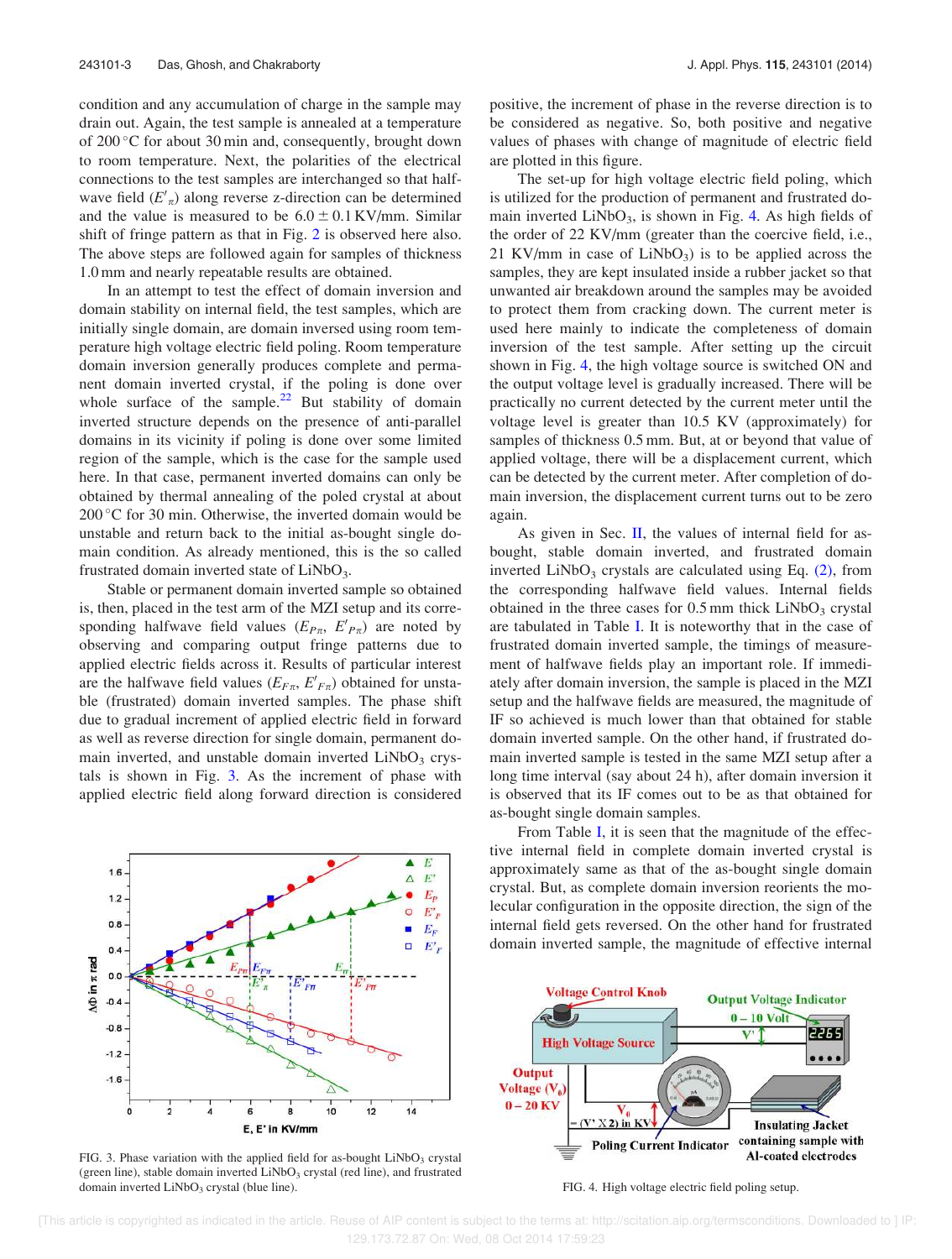condition and any accumulation of charge in the sample may drain out. Again, the test sample is annealed at a temperature of 200 °C for about 30 min and, consequently, brought down to room temperature. Next, the polarities of the electrical connections to the test samples are interchanged so that half-wave field ($E'_\pi$) along reverse z-direction can be determined and the value is measured to be $6.0 \pm 0.1$ KV/mm. Similar shift of fringe pattern as that in Fig. 2 is observed here also. The above steps are followed again for samples of thickness 1.0 mm and nearly repeatable results are obtained.

In an attempt to test the effect of domain inversion and domain stability on internal field, the test samples, which are initially single domain, are domain inversed using room temperature high voltage electric field poling. Room temperature domain inversion generally produces complete and permanent domain inverted crystal, if the poling is done over whole surface of the sample.[22] But stability of domain inverted structure depends on the presence of anti-parallel domains in its vicinity if poling is done over some limited region of the sample, which is the case for the sample used here. In that case, permanent inverted domains can only be obtained by thermal annealing of the poled crystal at about 200 °C for 30 min. Otherwise, the inverted domain would be unstable and return back to the initial as-bought single domain condition. As already mentioned, this is the so called frustrated domain inverted state of $LiNbO_3$.

Stable or permanent domain inverted sample so obtained is, then, placed in the test arm of the MZI setup and its corresponding halfwave field values ($E_{P\pi}$, $E'_{P\pi}$) are noted by observing and comparing output fringe patterns due to applied electric fields across it. Results of particular interest are the halfwave field values ($E_{F\pi}$, $E'_{F\pi}$) obtained for unstable (frustrated) domain inverted samples. The phase shift due to gradual increment of applied electric field in forward as well as reverse direction for single domain, permanent domain inverted, and unstable domain inverted $LiNbO_3$ crystals is shown in Fig. 3. As the increment of phase with applied electric field along forward direction is considered positive, the increment of phase in the reverse direction is to be considered as negative. So, both positive and negative values of phases with change of magnitude of electric field are plotted in this figure.

FIG. 3. Phase variation with the applied field for as-bought $LiNbO_3$ crystal (green line), stable domain inverted $LiNbO_3$ crystal (red line), and frustrated domain inverted $LiNbO_3$ crystal (blue line).

The set-up for high voltage electric field poling, which is utilized for the production of permanent and frustrated domain inverted $LiNbO_3$, is shown in Fig. 4. As high fields of the order of 22 KV/mm (greater than the coercive field, i.e., 21 KV/mm in case of $LiNbO_3$) is to be applied across the samples, they are kept insulated inside a rubber jacket so that unwanted air breakdown around the samples may be avoided to protect them from cracking down. The current meter is used here mainly to indicate the completeness of domain inversion of the test sample. After setting up the circuit shown in Fig. 4, the high voltage source is switched ON and the output voltage level is gradually increased. There will be practically no current detected by the current meter until the voltage level is greater than 10.5 KV (approximately) for samples of thickness 0.5 mm. But, at or beyond that value of applied voltage, there will be a displacement current, which can be detected by the current meter. After completion of domain inversion, the displacement current turns out to be zero again.

As given in Sec. II, the values of internal field for as-bought, stable domain inverted, and frustrated domain inverted $LiNbO_3$ crystals are calculated using Eq. (2), from the corresponding halfwave field values. Internal fields obtained in the three cases for 0.5 mm thick $LiNbO_3$ crystal are tabulated in Table I. It is noteworthy that in the case of frustrated domain inverted sample, the timings of measurement of halfwave fields play an important role. If immediately after domain inversion, the sample is placed in the MZI setup and the halfwave fields are measured, the magnitude of IF so achieved is much lower than that obtained for stable domain inverted sample. On the other hand, if frustrated domain inverted sample is tested in the same MZI setup after a long time interval (say about 24 h), after domain inversion it is observed that its IF comes out to be as that obtained for as-bought single domain samples.

From Table I, it is seen that the magnitude of the effective internal field in complete domain inverted crystal is approximately same as that of the as-bought single domain crystal. But, as complete domain inversion reorients the molecular configuration in the opposite direction, the sign of the internal field gets reversed. On the other hand for frustrated domain inverted sample, the magnitude of effective internal

FIG. 4. High voltage electric field poling setup.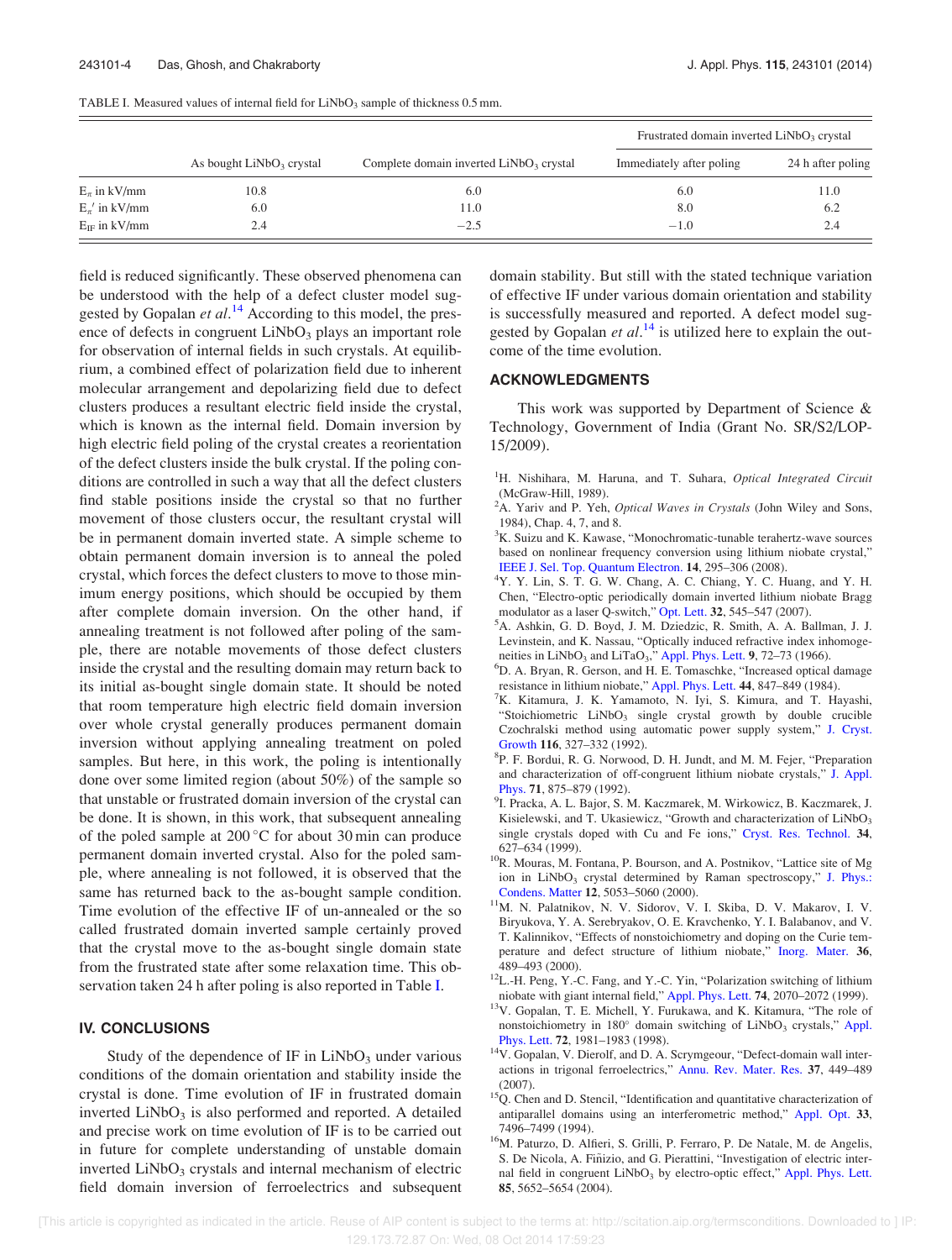TABLE I. Measured values of internal field for $LiNbO_3$ sample of thickness 0.5 mm.

| | As bought $LiNbO_3$ crystal | Complete domain inverted $LiNbO_3$ crystal | Frustrated domain inverted $LiNbO_3$ crystal | |
|---|---|---|---|---|
| | | | Immediately after poling | 24 h after poling |
| $E_\pi$ in kV/mm | 10.8 | 6.0 | 6.0 | 11.0 |
| $E_\pi'$ in kV/mm | 6.0 | 11.0 | 8.0 | 6.2 |
| $E_{IF}$ in kV/mm | 2.4 | −2.5 | −1.0 | 2.4 |

field is reduced significantly. These observed phenomena can be understood with the help of a defect cluster model suggested by Gopalan *et al.*[14] According to this model, the presence of defects in congruent $LiNbO_3$ plays an important role for observation of internal fields in such crystals. At equilibrium, a combined effect of polarization field due to inherent molecular arrangement and depolarizing field due to defect clusters produces a resultant electric field inside the crystal, which is known as the internal field. Domain inversion by high electric field poling of the crystal creates a reorientation of the defect clusters inside the bulk crystal. If the poling conditions are controlled in such a way that all the defect clusters find stable positions inside the crystal so that no further movement of those clusters occur, the resultant crystal will be in permanent domain inverted state. A simple scheme to obtain permanent domain inversion is to anneal the poled crystal, which forces the defect clusters to move to those minimum energy positions, which should be occupied by them after complete domain inversion. On the other hand, if annealing treatment is not followed after poling of the sample, there are notable movements of those defect clusters inside the crystal and the resulting domain may return back to its initial as-bought single domain state. It should be noted that room temperature high electric field domain inversion over whole crystal generally produces permanent domain inversion without applying annealing treatment on poled samples. But here, in this work, the poling is intentionally done over some limited region (about 50%) of the sample so that unstable or frustrated domain inversion of the crystal can be done. It is shown, in this work, that subsequent annealing of the poled sample at 200 °C for about 30 min can produce permanent domain inverted crystal. Also for the poled sample, where annealing is not followed, it is observed that the same has returned back to the as-bought sample condition. Time evolution of the effective IF of un-annealed or the so called frustrated domain inverted sample certainly proved that the crystal move to the as-bought single domain state from the frustrated state after some relaxation time. This observation taken 24 h after poling is also reported in Table I.

## IV. CONCLUSIONS

Study of the dependence of IF in $LiNbO_3$ under various conditions of the domain orientation and stability inside the crystal is done. Time evolution of IF in frustrated domain inverted $LiNbO_3$ is also performed and reported. A detailed and precise work on time evolution of IF is to be carried out in future for complete understanding of unstable domain inverted $LiNbO_3$ crystals and internal mechanism of electric field domain inversion of ferroelectrics and subsequent domain stability. But still with the stated technique variation of effective IF under various domain orientation and stability is successfully measured and reported. A defect model suggested by Gopalan *et al.*[14] is utilized here to explain the outcome of the time evolution.

## ACKNOWLEDGMENTS

This work was supported by Department of Science & Technology, Government of India (Grant No. SR/S2/LOP-15/2009).

[1] H. Nishihara, M. Haruna, and T. Suhara, *Optical Integrated Circuit* (McGraw-Hill, 1989).

[2] A. Yariv and P. Yeh, *Optical Waves in Crystals* (John Wiley and Sons, 1984), Chap. 4, 7, and 8.

[3] K. Suizu and K. Kawase, "Monochromatic-tunable terahertz-wave sources based on nonlinear frequency conversion using lithium niobate crystal," IEEE J. Sel. Top. Quantum Electron. **14**, 295–306 (2008).

[4] Y. Y. Lin, S. T. G. W. Chang, A. C. Chiang, Y. C. Huang, and Y. H. Chen, "Electro-optic periodically domain inverted lithium niobate Bragg modulator as a laser Q-switch," Opt. Lett. **32**, 545–547 (2007).

[5] A. Ashkin, G. D. Boyd, J. M. Dziedzic, R. Smith, A. A. Ballman, J. J. Levinstein, and K. Nassau, "Optically induced refractive index inhomogeneities in $LiNbO_3$ and $LiTaO_3$," Appl. Phys. Lett. **9**, 72–73 (1966).

[6] D. A. Bryan, R. Gerson, and H. E. Tomaschke, "Increased optical damage resistance in lithium niobate," Appl. Phys. Lett. **44**, 847–849 (1984).

[7] K. Kitamura, J. K. Yamamoto, N. Iyi, S. Kimura, and T. Hayashi, "Stoichiometric $LiNbO_3$ single crystal growth by double crucible Czochralski method using automatic power supply system," J. Cryst. Growth **116**, 327–332 (1992).

[8] P. F. Bordui, R. G. Norwood, D. H. Jundt, and M. M. Fejer, "Preparation and characterization of off-congruent lithium niobate crystals," J. Appl. Phys. **71**, 875–879 (1992).

[9] I. Pracka, A. L. Bajor, S. M. Kaczmarek, M. Wirkowicz, B. Kaczmarek, J. Kisielewski, and T. Ukasiewicz, "Growth and characterization of $LiNbO_3$ single crystals doped with Cu and Fe ions," Cryst. Res. Technol. **34**, 627–634 (1999).

[10] R. Mouras, M. Fontana, P. Bourson, and A. Postnikov, "Lattice site of Mg ion in $LiNbO_3$ crystal determined by Raman spectroscopy," J. Phys.: Condens. Matter **12**, 5053–5060 (2000).

[11] M. N. Palatnikov, N. V. Sidorov, V. I. Skiba, D. V. Makarov, I. V. Biryukova, Y. A. Serebryakov, O. E. Kravchenko, Y. I. Balabanov, and V. T. Kalinnikov, "Effects of nonstoichiometry and doping on the Curie temperature and defect structure of lithium niobate," Inorg. Mater. **36**, 489–493 (2000).

[12] L.-H. Peng, Y.-C. Fang, and Y.-C. Yin, "Polarization switching of lithium niobate with giant internal field," Appl. Phys. Lett. **74**, 2070–2072 (1999).

[13] V. Gopalan, T. E. Michell, Y. Furukawa, and K. Kitamura, "The role of nonstoichiometry in 180° domain switching of $LiNbO_3$ crystals," Appl. Phys. Lett. **72**, 1981–1983 (1998).

[14] V. Gopalan, V. Dierolf, and D. A. Scrymgeour, "Defect-domain wall interactions in trigonal ferroelectrics," Annu. Rev. Mater. Res. **37**, 449–489 (2007).

[15] Q. Chen and D. Stencil, "Identification and quantitative characterization of antiparallel domains using an interferometric method," Appl. Opt. **33**, 7496–7499 (1994).

[16] M. Paturzo, D. Alfieri, S. Grilli, P. Ferraro, P. De Natale, M. de Angelis, S. De Nicola, A. Fiñizio, and G. Pierattini, "Investigation of electric internal field in congruent $LiNbO_3$ by electro-optic effect," Appl. Phys. Lett. **85**, 5652–5654 (2004).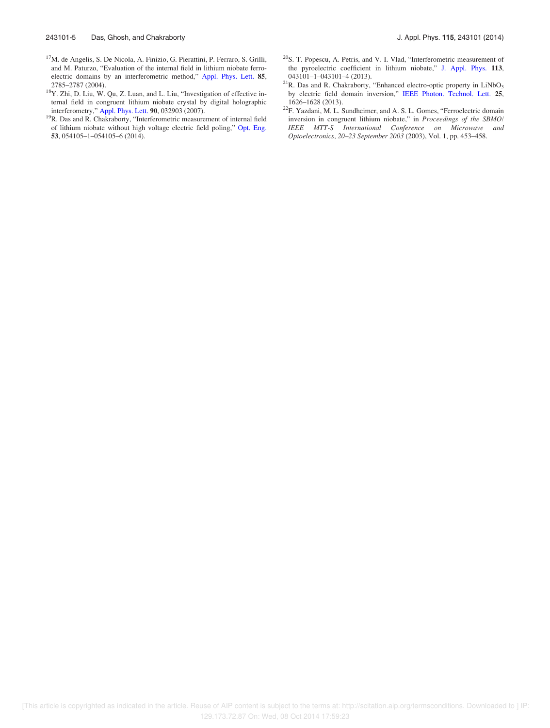[17] M. de Angelis, S. De Nicola, A. Finizio, G. Pierattini, P. Ferraro, S. Grilli, and M. Paturzo, "Evaluation of the internal field in lithium niobate ferroelectric domains by an interferometric method," Appl. Phys. Lett. **85**, 2785–2787 (2004).

[18] Y. Zhi, D. Liu, W. Qu, Z. Luan, and L. Liu, "Investigation of effective internal field in congruent lithium niobate crystal by digital holographic interferometry," Appl. Phys. Lett. **90**, 032903 (2007).

[19] R. Das and R. Chakraborty, "Interferometric measurement of internal field of lithium niobate without high voltage electric field poling," Opt. Eng. **53**, 054105–1–054105–6 (2014).

[20] S. T. Popescu, A. Petris, and V. I. Vlad, "Interferometric measurement of the pyroelectric coefficient in lithium niobate," J. Appl. Phys. **113**, 043101–1–043101–4 (2013).

[21] R. Das and R. Chakraborty, "Enhanced electro-optic property in $LiNbO_3$ by electric field domain inversion," IEEE Photon. Technol. Lett. **25**, 1626–1628 (2013).

[22] F. Yazdani, M. L. Sundheimer, and A. S. L. Gomes, "Ferroelectric domain inversion in congruent lithium niobate," in *Proceedings of the SBMO/IEEE MTT-S International Conference on Microwave and Optoelectronics, 20–23 September 2003* (2003), Vol. 1, pp. 453–458.